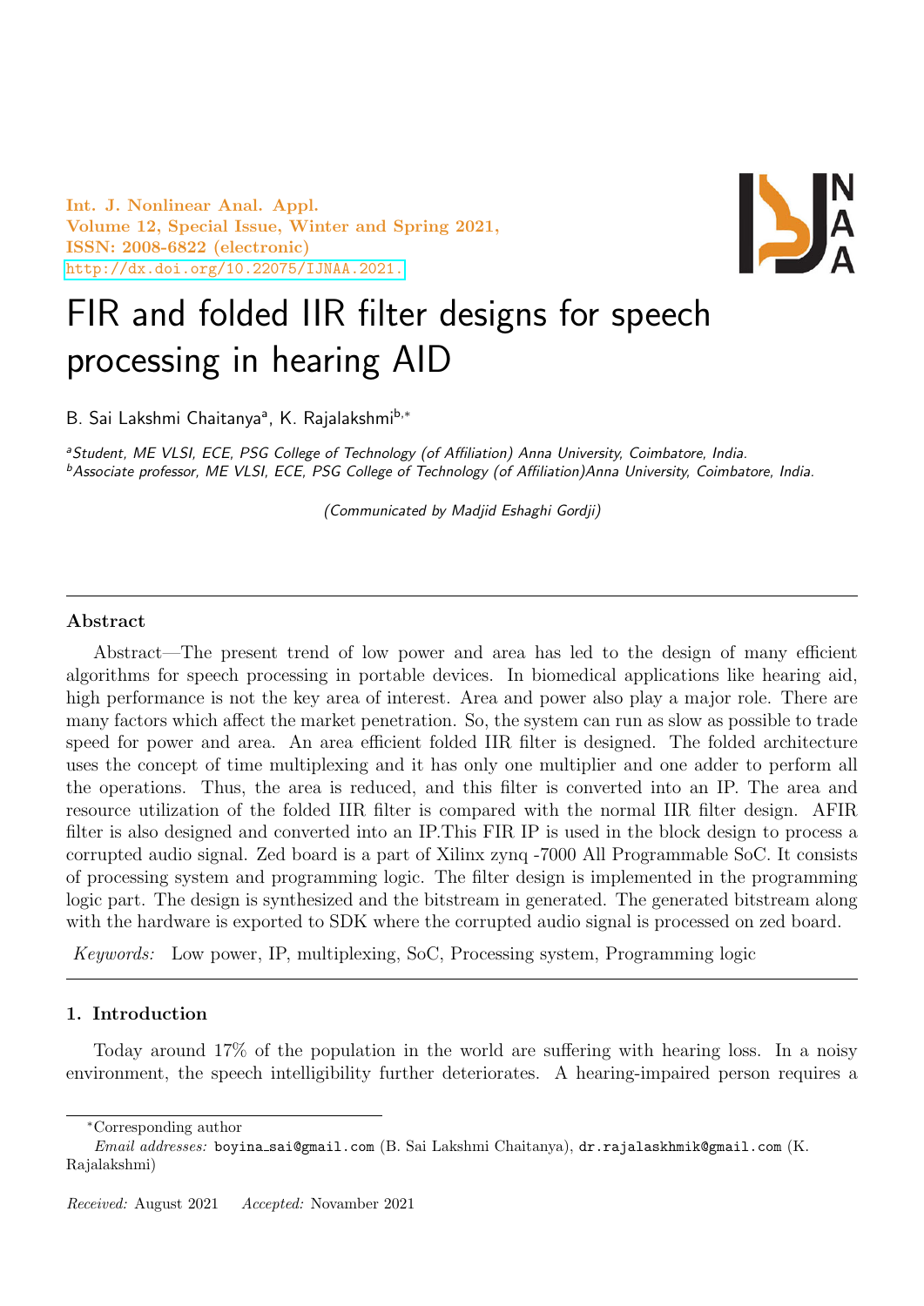Int. J. Nonlinear Anal. Appl.
Volume 12, Special Issue, Winter and Spring 2021,
ISSN: 2008-6822 (electronic)
http://dx.doi.org/10.22075/IJNAA.2021.

# FIR and folded IIR filter designs for speech processing in hearing AID

B. Sai Lakshmi Chaitanya[a], K. Rajalakshmi[b,*]

[a]*Student, ME VLSI, ECE, PSG College of Technology (of Affiliation) Anna University, Coimbatore, India.*
[b]*Associate professor, ME VLSI, ECE, PSG College of Technology (of Affiliation)Anna University, Coimbatore, India.*

*(Communicated by Madjid Eshaghi Gordji)*

## Abstract

Abstract—The present trend of low power and area has led to the design of many efficient algorithms for speech processing in portable devices. In biomedical applications like hearing aid, high performance is not the key area of interest. Area and power also play a major role. There are many factors which affect the market penetration. So, the system can run as slow as possible to trade speed for power and area. An area efficient folded IIR filter is designed. The folded architecture uses the concept of time multiplexing and it has only one multiplier and one adder to perform all the operations. Thus, the area is reduced, and this filter is converted into an IP. The area and resource utilization of the folded IIR filter is compared with the normal IIR filter design. AFIR filter is also designed and converted into an IP.This FIR IP is used in the block design to process a corrupted audio signal. Zed board is a part of Xilinx zynq -7000 All Programmable SoC. It consists of processing system and programming logic. The filter design is implemented in the programming logic part. The design is synthesized and the bitstream in generated. The generated bitstream along with the hardware is exported to SDK where the corrupted audio signal is processed on zed board.

*Keywords:* Low power, IP, multiplexing, SoC, Processing system, Programming logic

## 1. Introduction

Today around 17% of the population in the world are suffering with hearing loss. In a noisy environment, the speech intelligibility further deteriorates. A hearing-impaired person requires a

*Corresponding author
*Email addresses:* boyina_sai@gmail.com (B. Sai Lakshmi Chaitanya), dr.rajalaskhmik@gmail.com (K. Rajalakshmi)

*Received:* August 2021 *Accepted:* November 2021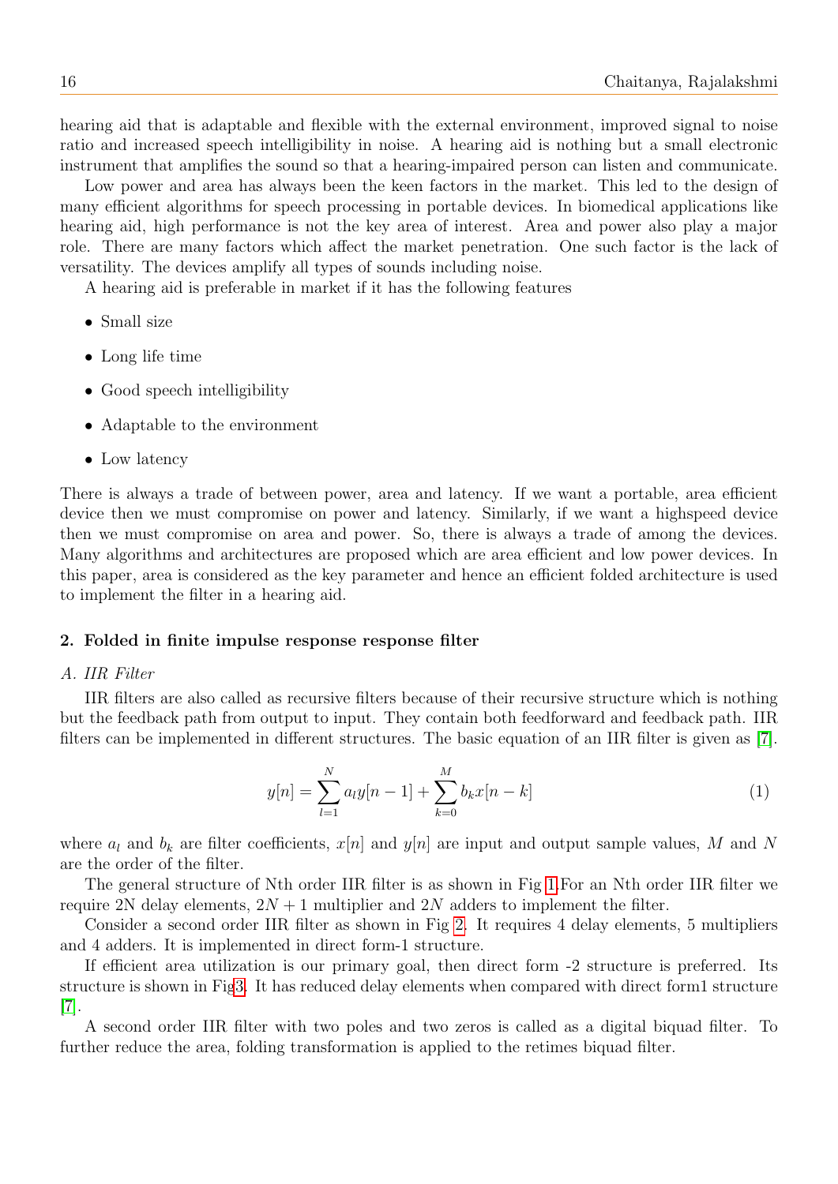hearing aid that is adaptable and flexible with the external environment, improved signal to noise ratio and increased speech intelligibility in noise. A hearing aid is nothing but a small electronic instrument that amplifies the sound so that a hearing-impaired person can listen and communicate.

Low power and area has always been the keen factors in the market. This led to the design of many efficient algorithms for speech processing in portable devices. In biomedical applications like hearing aid, high performance is not the key area of interest. Area and power also play a major role. There are many factors which affect the market penetration. One such factor is the lack of versatility. The devices amplify all types of sounds including noise.

A hearing aid is preferable in market if it has the following features

- Small size
- Long life time
- Good speech intelligibility
- Adaptable to the environment
- Low latency

There is always a trade of between power, area and latency. If we want a portable, area efficient device then we must compromise on power and latency. Similarly, if we want a highspeed device then we must compromise on area and power. So, there is always a trade of among the devices. Many algorithms and architectures are proposed which are area efficient and low power devices. In this paper, area is considered as the key parameter and hence an efficient folded architecture is used to implement the filter in a hearing aid.

## 2. Folded in finite impulse response response filter

*A. IIR Filter*

IIR filters are also called as recursive filters because of their recursive structure which is nothing but the feedback path from output to input. They contain both feedforward and feedback path. IIR filters can be implemented in different structures. The basic equation of an IIR filter is given as [7].

$$y[n] = \sum_{l=1}^{N} a_l y[n-1] + \sum_{k=0}^{M} b_k x[n-k] \tag{1}$$

where $a_l$ and $b_k$ are filter coefficients, $x[n]$ and $y[n]$ are input and output sample values, $M$ and $N$ are the order of the filter.

The general structure of Nth order IIR filter is as shown in Fig 1.For an Nth order IIR filter we require 2N delay elements, $2N + 1$ multiplier and $2N$ adders to implement the filter.

Consider a second order IIR filter as shown in Fig 2. It requires 4 delay elements, 5 multipliers and 4 adders. It is implemented in direct form-1 structure.

If efficient area utilization is our primary goal, then direct form -2 structure is preferred. Its structure is shown in Fig3. It has reduced delay elements when compared with direct form1 structure [7].

A second order IIR filter with two poles and two zeros is called as a digital biquad filter. To further reduce the area, folding transformation is applied to the retimes biquad filter.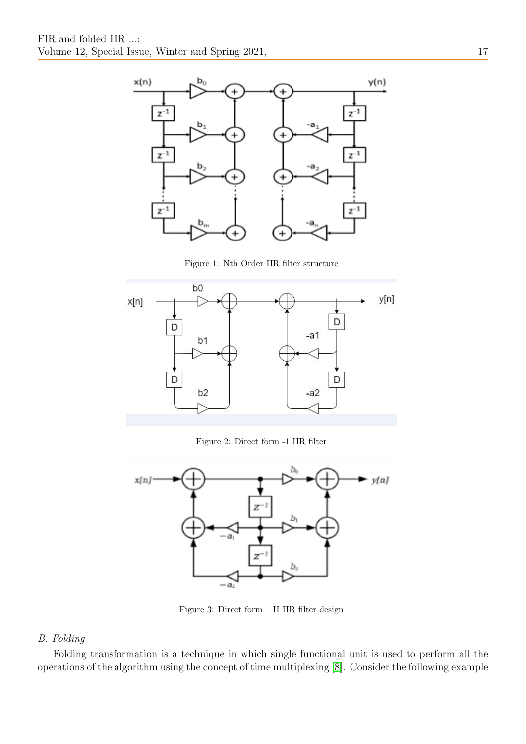Figure 1: Nth Order IIR filter structure

Figure 2: Direct form -1 IIR filter

Figure 3: Direct form – II IIR filter design

*B. Folding*

Folding transformation is a technique in which single functional unit is used to perform all the operations of the algorithm using the concept of time multiplexing [8]. Consider the following example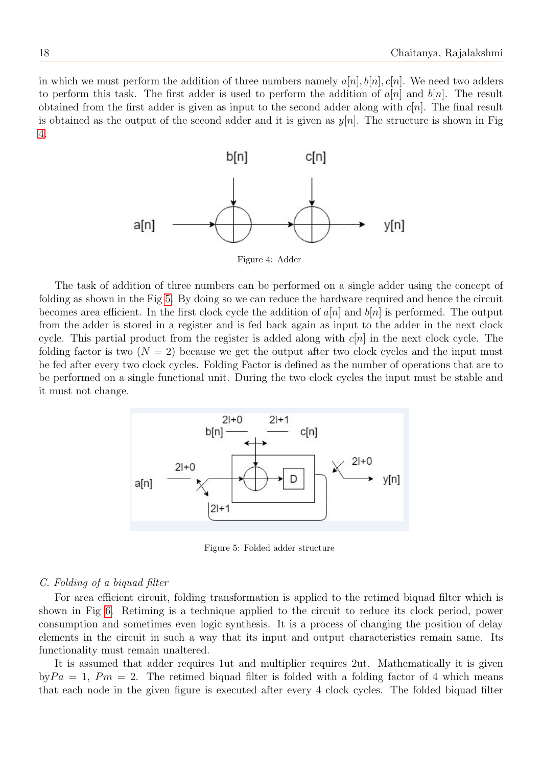in which we must perform the addition of three numbers namely $a[n], b[n], c[n]$. We need two adders to perform this task. The first adder is used to perform the addition of $a[n]$ and $b[n]$. The result obtained from the first adder is given as input to the second adder along with $c[n]$. The final result is obtained as the output of the second adder and it is given as $y[n]$. The structure is shown in Fig 4.

Figure 4: Adder

The task of addition of three numbers can be performed on a single adder using the concept of folding as shown in the Fig 5. By doing so we can reduce the hardware required and hence the circuit becomes area efficient. In the first clock cycle the addition of $a[n]$ and $b[n]$ is performed. The output from the adder is stored in a register and is fed back again as input to the adder in the next clock cycle. This partial product from the register is added along with $c[n]$ in the next clock cycle. The folding factor is two ($N = 2$) because we get the output after two clock cycles and the input must be fed after every two clock cycles. Folding Factor is defined as the number of operations that are to be performed on a single functional unit. During the two clock cycles the input must be stable and it must not change.

Figure 5: Folded adder structure

*C. Folding of a biquad filter*

For area efficient circuit, folding transformation is applied to the retimed biquad filter which is shown in Fig 6. Retiming is a technique applied to the circuit to reduce its clock period, power consumption and sometimes even logic synthesis. It is a process of changing the position of delay elements in the circuit in such a way that its input and output characteristics remain same. Its functionality must remain unaltered.

It is assumed that adder requires 1ut and multiplier requires 2ut. Mathematically it is given by$Pa = 1$, $Pm = 2$. The retimed biquad filter is folded with a folding factor of 4 which means that each node in the given figure is executed after every 4 clock cycles. The folded biquad filter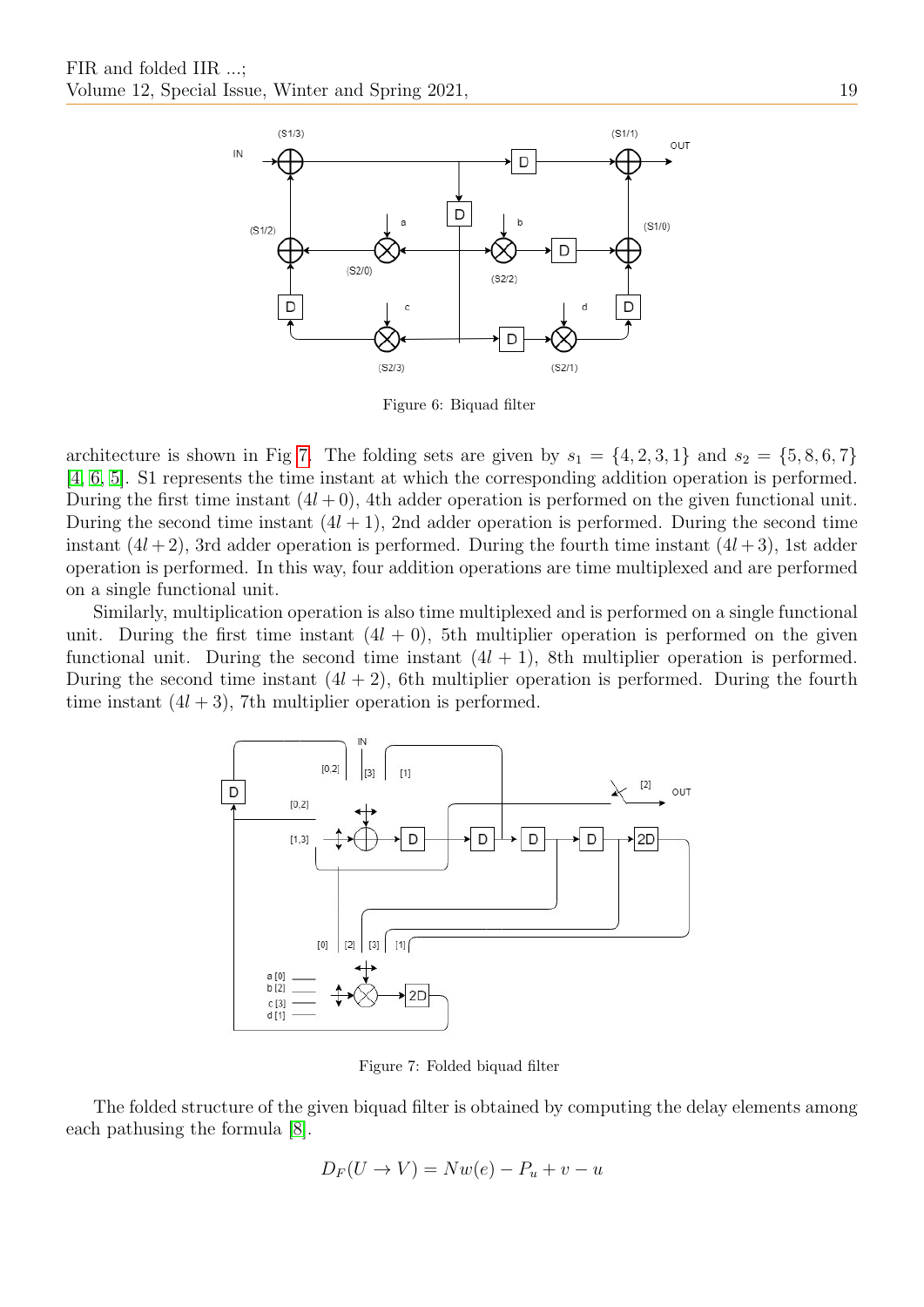Figure 6: Biquad filter

architecture is shown in Fig 7. The folding sets are given by $s_1 = \{4, 2, 3, 1\}$ and $s_2 = \{5, 8, 6, 7\}$ [4, 6, 5]. S1 represents the time instant at which the corresponding addition operation is performed. During the first time instant $(4l + 0)$, 4th adder operation is performed on the given functional unit. During the second time instant $(4l + 1)$, 2nd adder operation is performed. During the second time instant $(4l + 2)$, 3rd adder operation is performed. During the fourth time instant $(4l + 3)$, 1st adder operation is performed. In this way, four addition operations are time multiplexed and are performed on a single functional unit.

Similarly, multiplication operation is also time multiplexed and is performed on a single functional unit. During the first time instant $(4l + 0)$, 5th multiplier operation is performed on the given functional unit. During the second time instant $(4l + 1)$, 8th multiplier operation is performed. During the second time instant $(4l + 2)$, 6th multiplier operation is performed. During the fourth time instant $(4l + 3)$, 7th multiplier operation is performed.

Figure 7: Folded biquad filter

The folded structure of the given biquad filter is obtained by computing the delay elements among each pathusing the formula [8].

$$D_F(U \to V) = Nw(e) - P_u + v - u$$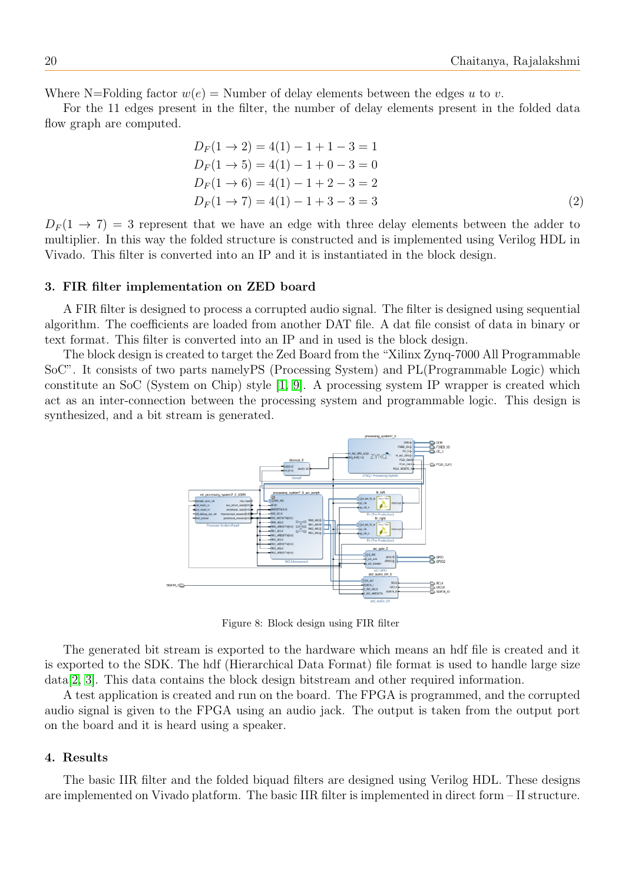Where N=Folding factor $w(e)$ = Number of delay elements between the edges $u$ to $v$.

For the 11 edges present in the filter, the number of delay elements present in the folded data flow graph are computed.

$$
\begin{aligned}
D_F(1 \to 2) &= 4(1) - 1 + 1 - 3 = 1 \\
D_F(1 \to 5) &= 4(1) - 1 + 0 - 3 = 0 \\
D_F(1 \to 6) &= 4(1) - 1 + 2 - 3 = 2 \\
D_F(1 \to 7) &= 4(1) - 1 + 3 - 3 = 3
\end{aligned}
\tag{2}
$$

$D_F(1 \to 7) = 3$ represent that we have an edge with three delay elements between the adder to multiplier. In this way the folded structure is constructed and is implemented using Verilog HDL in Vivado. This filter is converted into an IP and it is instantiated in the block design.

### 3. FIR filter implementation on ZED board

A FIR filter is designed to process a corrupted audio signal. The filter is designed using sequential algorithm. The coefficients are loaded from another DAT file. A dat file consist of data in binary or text format. This filter is converted into an IP and in used is the block design.

The block design is created to target the Zed Board from the "Xilinx Zynq-7000 All Programmable SoC". It consists of two parts namelyPS (Processing System) and PL(Programmable Logic) which constitute an SoC (System on Chip) style [1, 9]. A processing system IP wrapper is created which act as an inter-connection between the processing system and programmable logic. This design is synthesized, and a bit stream is generated.

Figure 8: Block design using FIR filter

The generated bit stream is exported to the hardware which means an hdf file is created and it is exported to the SDK. The hdf (Hierarchical Data Format) file format is used to handle large size data[2, 3]. This data contains the block design bitstream and other required information.

A test application is created and run on the board. The FPGA is programmed, and the corrupted audio signal is given to the FPGA using an audio jack. The output is taken from the output port on the board and it is heard using a speaker.

### 4. Results

The basic IIR filter and the folded biquad filters are designed using Verilog HDL. These designs are implemented on Vivado platform. The basic IIR filter is implemented in direct form – II structure.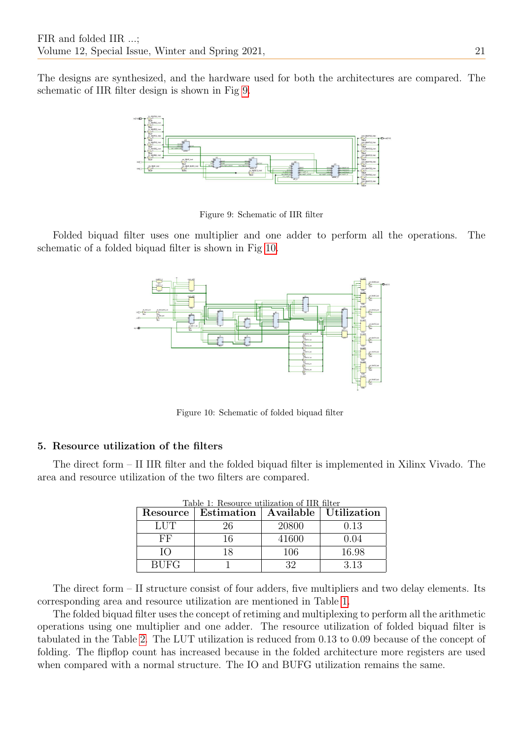The designs are synthesized, and the hardware used for both the architectures are compared. The schematic of IIR filter design is shown in Fig 9.

Figure 9: Schematic of IIR filter

Folded biquad filter uses one multiplier and one adder to perform all the operations. The schematic of a folded biquad filter is shown in Fig 10.

Figure 10: Schematic of folded biquad filter

## 5. Resource utilization of the filters

The direct form – II IIR filter and the folded biquad filter is implemented in Xilinx Vivado. The area and resource utilization of the two filters are compared.

Table 1: Resource utilization of IIR filter

| Resource | Estimation | Available | Utilization |
|---|---|---|---|
| LUT | 26 | 20800 | 0.13 |
| FF | 16 | 41600 | 0.04 |
| IO | 18 | 106 | 16.98 |
| BUFG | 1 | 32 | 3.13 |

The direct form – II structure consist of four adders, five multipliers and two delay elements. Its corresponding area and resource utilization are mentioned in Table 1.

The folded biquad filter uses the concept of retiming and multiplexing to perform all the arithmetic operations using one multiplier and one adder. The resource utilization of folded biquad filter is tabulated in the Table 2. The LUT utilization is reduced from 0.13 to 0.09 because of the concept of folding. The flipflop count has increased because in the folded architecture more registers are used when compared with a normal structure. The IO and BUFG utilization remains the same.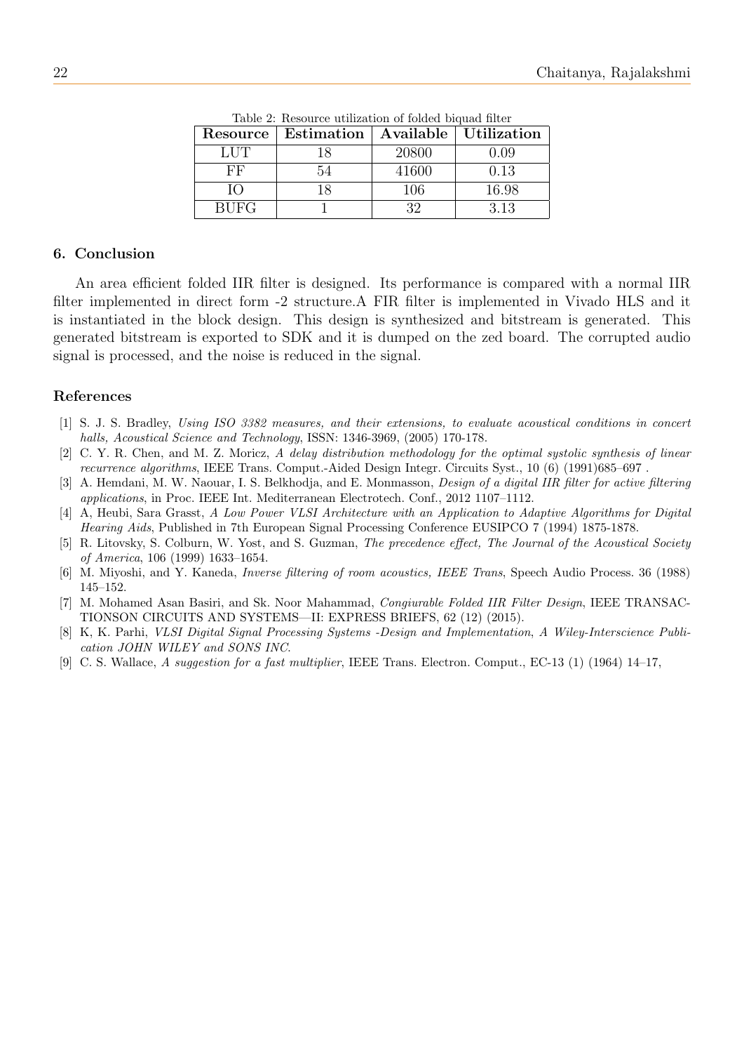Table 2: Resource utilization of folded biquad filter

| Resource | Estimation | Available | Utilization |
|---|---|---|---|
| LUT | 18 | 20800 | 0.09 |
| FF | 54 | 41600 | 0.13 |
| IO | 18 | 106 | 16.98 |
| BUFG | 1 | 32 | 3.13 |

## 6. Conclusion

An area efficient folded IIR filter is designed. Its performance is compared with a normal IIR filter implemented in direct form -2 structure.A FIR filter is implemented in Vivado HLS and it is instantiated in the block design. This design is synthesized and bitstream is generated. This generated bitstream is exported to SDK and it is dumped on the zed board. The corrupted audio signal is processed, and the noise is reduced in the signal.

## References

[1] S. J. S. Bradley, *Using ISO 3382 measures, and their extensions, to evaluate acoustical conditions in concert halls, Acoustical Science and Technology*, ISSN: 1346-3969, (2005) 170-178.

[2] C. Y. R. Chen, and M. Z. Moricz, *A delay distribution methodology for the optimal systolic synthesis of linear recurrence algorithms*, IEEE Trans. Comput.-Aided Design Integr. Circuits Syst., 10 (6) (1991)685–697 .

[3] A. Hemdani, M. W. Naouar, I. S. Belkhodja, and E. Monmasson, *Design of a digital IIR filter for active filtering applications*, in Proc. IEEE Int. Mediterranean Electrotech. Conf., 2012 1107–1112.

[4] A, Heubi, Sara Grasst, *A Low Power VLSI Architecture with an Application to Adaptive Algorithms for Digital Hearing Aids*, Published in 7th European Signal Processing Conference EUSIPCO 7 (1994) 1875-1878.

[5] R. Litovsky, S. Colburn, W. Yost, and S. Guzman, *The precedence effect, The Journal of the Acoustical Society of America*, 106 (1999) 1633–1654.

[6] M. Miyoshi, and Y. Kaneda, *Inverse filtering of room acoustics, IEEE Trans*, Speech Audio Process. 36 (1988) 145–152.

[7] M. Mohamed Asan Basiri, and Sk. Noor Mahammad, *Congiurable Folded IIR Filter Design*, IEEE TRANSACTIONSON CIRCUITS AND SYSTEMS—II: EXPRESS BRIEFS, 62 (12) (2015).

[8] K, K. Parhi, *VLSI Digital Signal Processing Systems -Design and Implementation*, *A Wiley-Interscience Publication JOHN WILEY and SONS INC*.

[9] C. S. Wallace, *A suggestion for a fast multiplier*, IEEE Trans. Electron. Comput., EC-13 (1) (1964) 14–17,